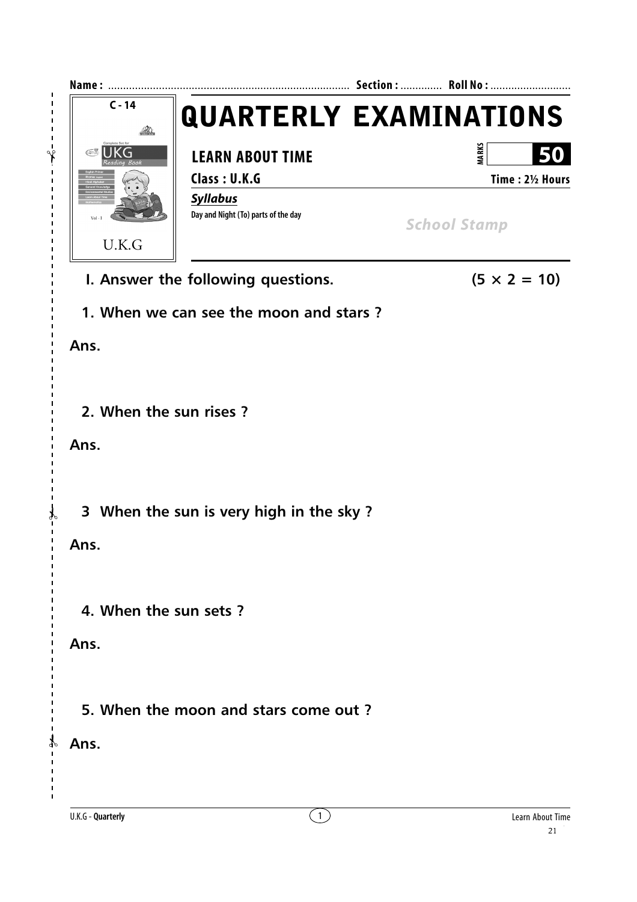Name : ................................................................................ Section : ............. Roll No : ..........................

C - 14

# QUARTERLY EXAMINATIONS

## LEARN ABOUT TIME

MARKS **50**

**Class : U.K.G** — **Time : 2½ Hours**

***Syllabus***

Day and Night (To) parts of the day

*School Stamp*

**I. Answer the following questions.** **(5 × 2 = 10)**

**1. When we can see the moon and stars ?**

**Ans.**

**2. When the sun rises ?**

**Ans.**

**3 When the sun is very high in the sky ?**

**Ans.**

**4. When the sun sets ?**

**Ans.**

**5. When the moon and stars come out ?**

**Ans.**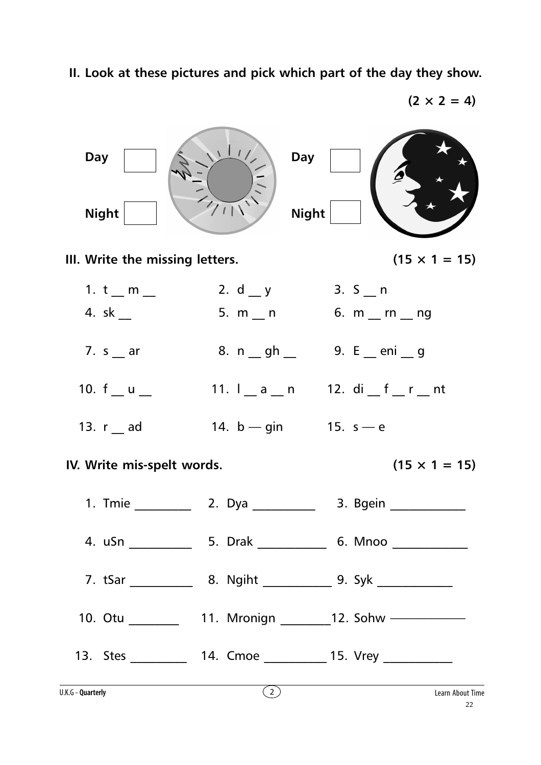**II. Look at these pictures and pick which part of the day they show.**

**(2 × 2 = 4)**

Day [ ] Night [ ]

Day [ ] Night [ ]

**III. Write the missing letters.** **(15 × 1 = 15)**

1. t __ m __
2. d __ y
3. S __ n
4. sk __
5. m __ n
6. m __ rn __ ng
7. s __ ar
8. n __ gh __
9. E __ eni __ g
10. f __ u __
11. l __ a __ n
12. di __ f __ r __ nt
13. r __ ad
14. b — gin
15. s — e

**IV. Write mis-spelt words.** **(15 × 1 = 15)**

1. Tmie ________
2. Dya ________
3. Bgein ________
4. uSn ________
5. Drak ________
6. Mnoo ________
7. tSar ________
8. Ngiht ________
9. Syk ________
10. Otu ________
11. Mronign ________
12. Sohw ________
13. Stes ________
14. Cmoe ________
15. Vrey ________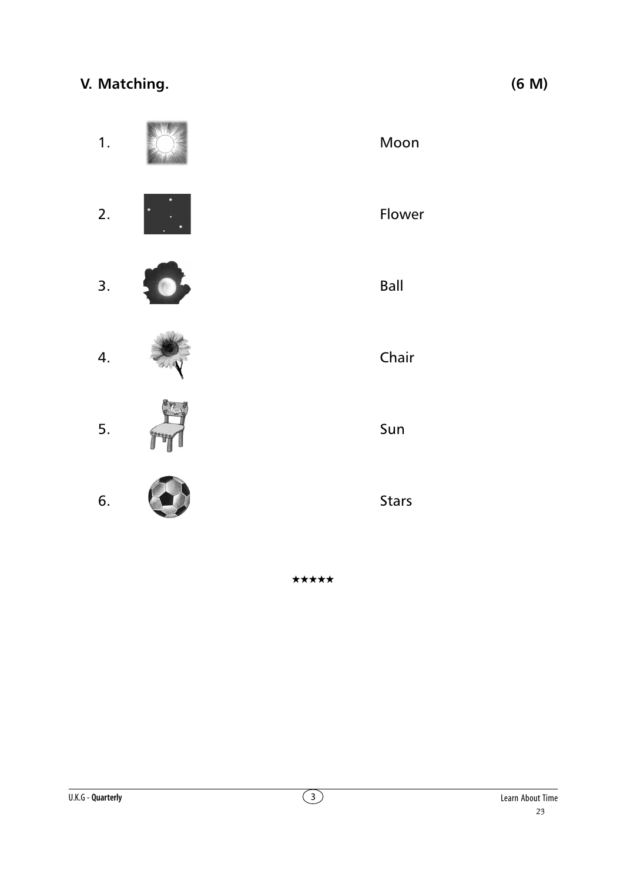## V. Matching. (6 M)

1. Moon

2. Flower

3. Ball

4. Chair

5. Sun

6. Stars

★★★★★